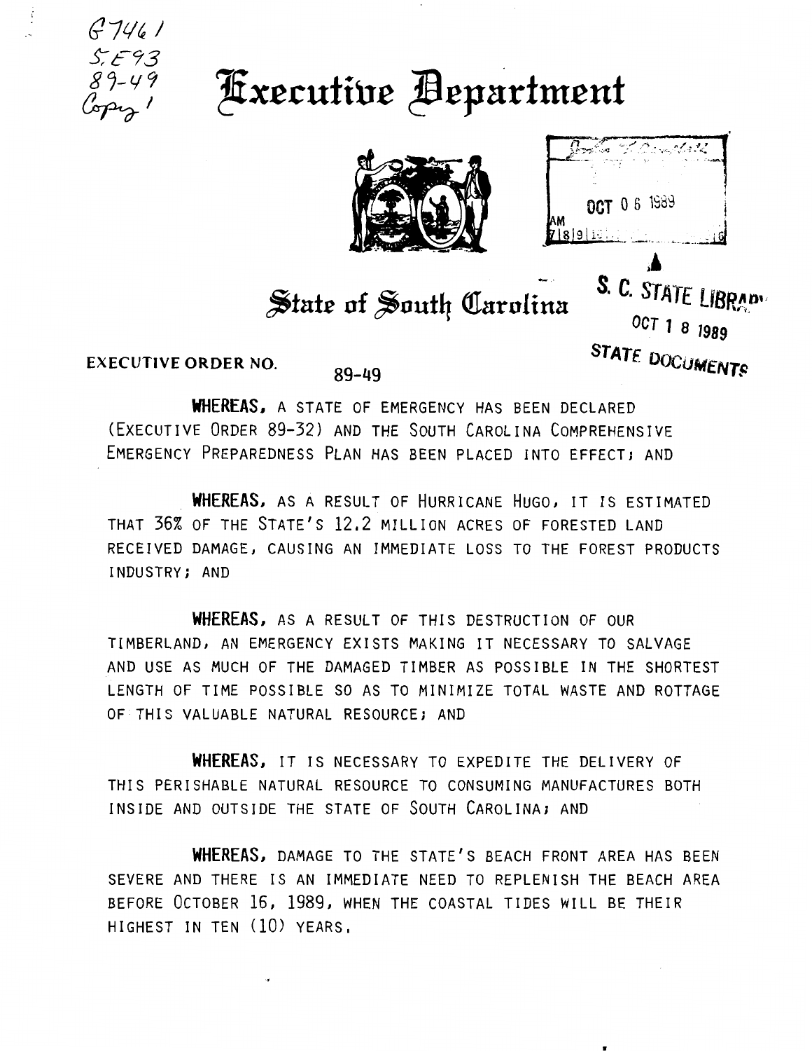G746 /
S.E93
89-49
Copy 1

# Executive Department

OCT 06 1989

S. C. STATE LIBRARY
OCT 18 1989
STATE DOCUMENTS

## State of South Carolina

EXECUTIVE ORDER NO. 89-49

**WHEREAS,** A STATE OF EMERGENCY HAS BEEN DECLARED (EXECUTIVE ORDER 89-32) AND THE SOUTH CAROLINA COMPREHENSIVE EMERGENCY PREPAREDNESS PLAN HAS BEEN PLACED INTO EFFECT; AND

**WHEREAS,** AS A RESULT OF HURRICANE HUGO, IT IS ESTIMATED THAT 36% OF THE STATE'S 12.2 MILLION ACRES OF FORESTED LAND RECEIVED DAMAGE, CAUSING AN IMMEDIATE LOSS TO THE FOREST PRODUCTS INDUSTRY; AND

**WHEREAS,** AS A RESULT OF THIS DESTRUCTION OF OUR TIMBERLAND, AN EMERGENCY EXISTS MAKING IT NECESSARY TO SALVAGE AND USE AS MUCH OF THE DAMAGED TIMBER AS POSSIBLE IN THE SHORTEST LENGTH OF TIME POSSIBLE SO AS TO MINIMIZE TOTAL WASTE AND ROTTAGE OF THIS VALUABLE NATURAL RESOURCE; AND

**WHEREAS,** IT IS NECESSARY TO EXPEDITE THE DELIVERY OF THIS PERISHABLE NATURAL RESOURCE TO CONSUMING MANUFACTURES BOTH INSIDE AND OUTSIDE THE STATE OF SOUTH CAROLINA; AND

**WHEREAS,** DAMAGE TO THE STATE'S BEACH FRONT AREA HAS BEEN SEVERE AND THERE IS AN IMMEDIATE NEED TO REPLENISH THE BEACH AREA BEFORE OCTOBER 16, 1989, WHEN THE COASTAL TIDES WILL BE THEIR HIGHEST IN TEN (10) YEARS.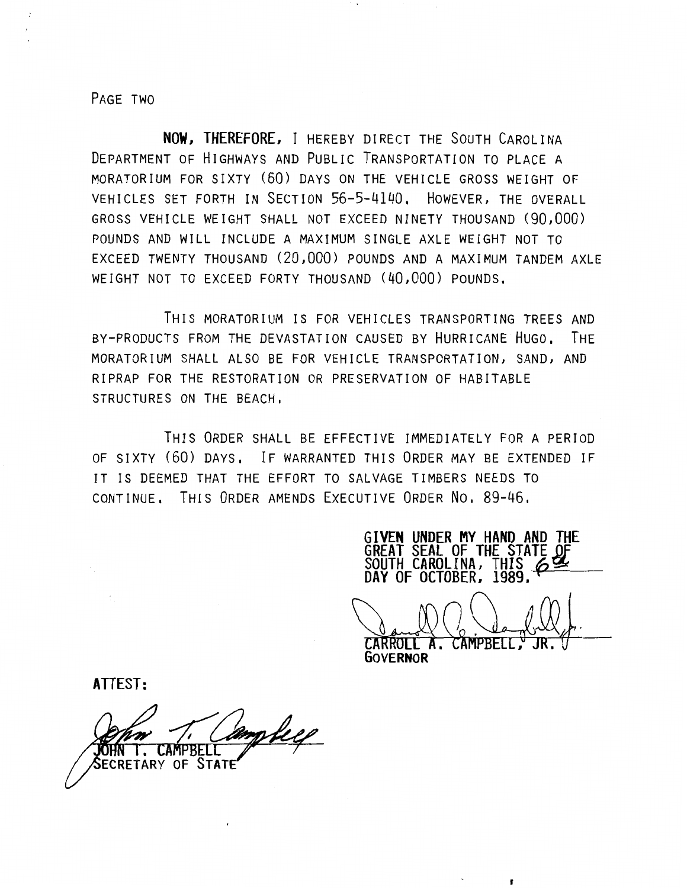Page Two

**NOW, THEREFORE,** I hereby direct the South Carolina Department of Highways and Public Transportation to place a moratorium for sixty (60) days on the vehicle gross weight of vehicles set forth in Section 56-5-4140. However, the overall gross vehicle weight shall not exceed ninety thousand (90,000) pounds and will include a maximum single axle weight not to exceed twenty thousand (20,000) pounds and a maximum tandem axle weight not to exceed forty thousand (40,000) pounds.

This moratorium is for vehicles transporting trees and by-products from the devastation caused by Hurricane Hugo. The moratorium shall also be for vehicle transportation, sand, and riprap for the restoration or preservation of habitable structures on the beach.

This Order shall be effective immediately for a period of sixty (60) days. If warranted this Order may be extended if it is deemed that the effort to salvage timbers needs to continue. This Order amends Executive Order No. 89-46.

**GIVEN UNDER MY HAND AND THE GREAT SEAL OF THE STATE OF SOUTH CAROLINA, THIS 6th DAY OF OCTOBER, 1989.**

**CARROLL A. CAMPBELL, JR.**
**GOVERNOR**

**ATTEST:**

JOHN T. CAMPBELL
SECRETARY OF STATE